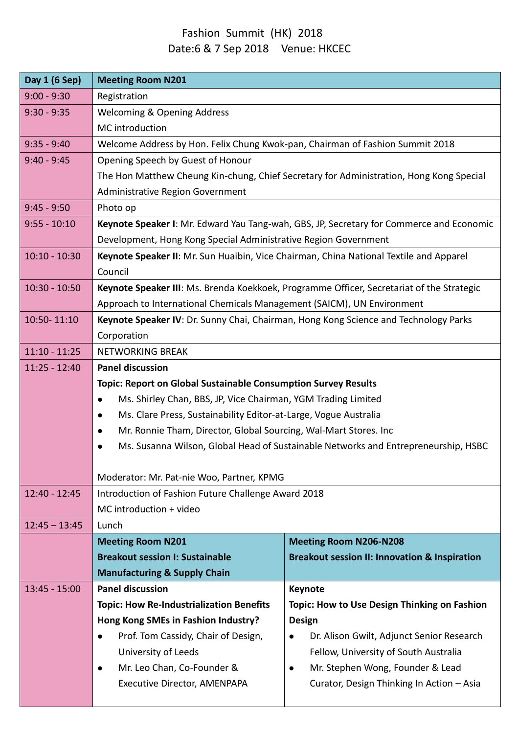# Fashion Summit (HK) 2018

Date:6 & 7 Sep 2018 Venue: HKCEC

| Day 1 (6 Sep) | Meeting Room N201 | |
|---|---|---|
| 9:00 - 9:30 | Registration | |
| 9:30 - 9:35 | Welcoming & Opening Address<br>MC introduction | |
| 9:35 - 9:40 | Welcome Address by Hon. Felix Chung Kwok-pan, Chairman of Fashion Summit 2018 | |
| 9:40 - 9:45 | Opening Speech by Guest of Honour<br>The Hon Matthew Cheung Kin-chung, Chief Secretary for Administration, Hong Kong Special Administrative Region Government | |
| 9:45 - 9:50 | Photo op | |
| 9:55 - 10:10 | **Keynote Speaker I**: Mr. Edward Yau Tang-wah, GBS, JP, Secretary for Commerce and Economic Development, Hong Kong Special Administrative Region Government | |
| 10:10 - 10:30 | **Keynote Speaker II**: Mr. Sun Huaibin, Vice Chairman, China National Textile and Apparel Council | |
| 10:30 - 10:50 | **Keynote Speaker III**: Ms. Brenda Koekkoek, Programme Officer, Secretariat of the Strategic Approach to International Chemicals Management (SAICM), UN Environment | |
| 10:50- 11:10 | **Keynote Speaker IV**: Dr. Sunny Chai, Chairman, Hong Kong Science and Technology Parks Corporation | |
| 11:10 - 11:25 | NETWORKING BREAK | |
| 11:25 - 12:40 | **Panel discussion**<br>**Topic: Report on Global Sustainable Consumption Survey Results**<br>• Ms. Shirley Chan, BBS, JP, Vice Chairman, YGM Trading Limited<br>• Ms. Clare Press, Sustainability Editor-at-Large, Vogue Australia<br>• Mr. Ronnie Tham, Director, Global Sourcing, Wal-Mart Stores. Inc<br>• Ms. Susanna Wilson, Global Head of Sustainable Networks and Entrepreneurship, HSBC<br><br>Moderator: Mr. Pat-nie Woo, Partner, KPMG | |
| 12:40 - 12:45 | Introduction of Fashion Future Challenge Award 2018<br>MC introduction + video | |
| 12:45 – 13:45 | Lunch | |
| | **Meeting Room N201**<br>**Breakout session I: Sustainable Manufacturing & Supply Chain** | **Meeting Room N206-N208**<br>**Breakout session II: Innovation & Inspiration** |
| 13:45 - 15:00 | **Panel discussion**<br>**Topic: How Re-Industrialization Benefits Hong Kong SMEs in Fashion Industry?**<br>• Prof. Tom Cassidy, Chair of Design, University of Leeds<br>• Mr. Leo Chan, Co-Founder & Executive Director, AMENPAPA | **Keynote**<br>**Topic: How to Use Design Thinking on Fashion Design**<br>• Dr. Alison Gwilt, Adjunct Senior Research Fellow, University of South Australia<br>• Mr. Stephen Wong, Founder & Lead Curator, Design Thinking In Action – Asia |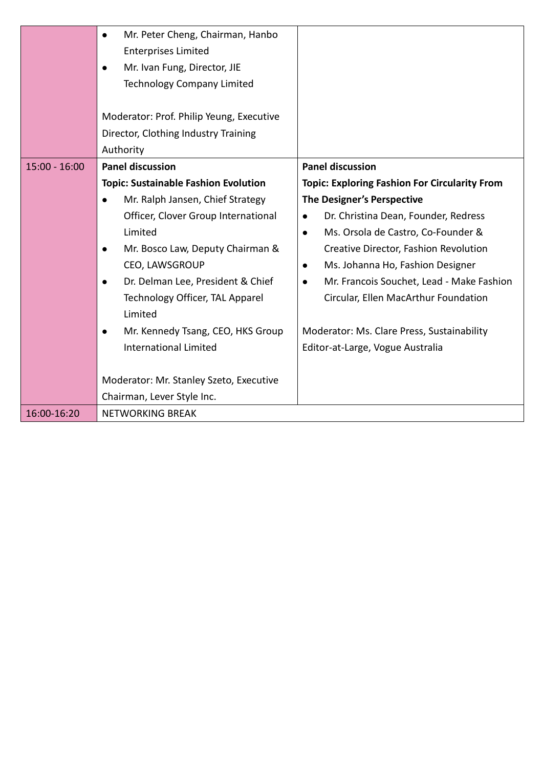| | | |
|---|---|---|
| | • Mr. Peter Cheng, Chairman, Hanbo Enterprises Limited<br>• Mr. Ivan Fung, Director, JIE Technology Company Limited<br><br>Moderator: Prof. Philip Yeung, Executive Director, Clothing Industry Training Authority | |
| 15:00 - 16:00 | **Panel discussion**<br>**Topic: Sustainable Fashion Evolution**<br>• Mr. Ralph Jansen, Chief Strategy Officer, Clover Group International Limited<br>• Mr. Bosco Law, Deputy Chairman & CEO, LAWSGROUP<br>• Dr. Delman Lee, President & Chief Technology Officer, TAL Apparel Limited<br>• Mr. Kennedy Tsang, CEO, HKS Group International Limited<br><br>Moderator: Mr. Stanley Szeto, Executive Chairman, Lever Style Inc. | **Panel discussion**<br>**Topic: Exploring Fashion For Circularity From The Designer's Perspective**<br>• Dr. Christina Dean, Founder, Redress<br>• Ms. Orsola de Castro, Co-Founder & Creative Director, Fashion Revolution<br>• Ms. Johanna Ho, Fashion Designer<br>• Mr. Francois Souchet, Lead - Make Fashion Circular, Ellen MacArthur Foundation<br><br>Moderator: Ms. Clare Press, Sustainability Editor-at-Large, Vogue Australia |
| 16:00-16:20 | NETWORKING BREAK | |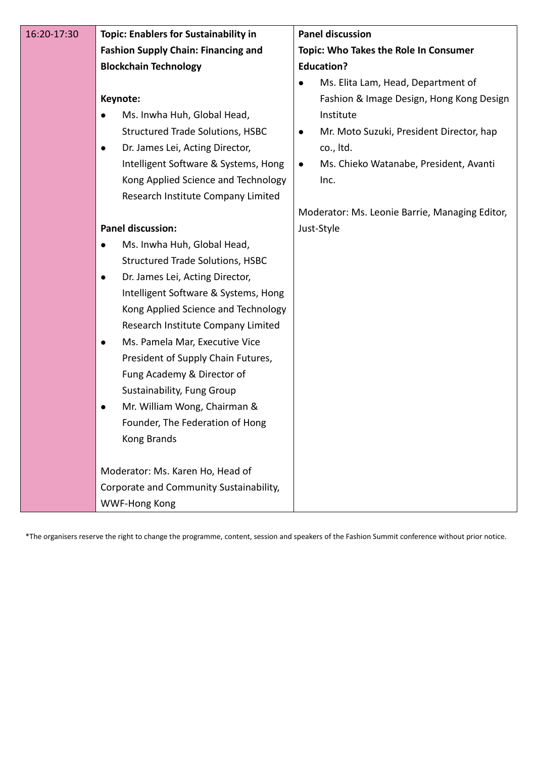| | | |
|---|---|---|
| 16:20-17:30 | **Topic: Enablers for Sustainability in Fashion Supply Chain: Financing and Blockchain Technology**<br><br>**Keynote:**<br>● Ms. Inwha Huh, Global Head, Structured Trade Solutions, HSBC<br>● Dr. James Lei, Acting Director, Intelligent Software & Systems, Hong Kong Applied Science and Technology Research Institute Company Limited<br><br>**Panel discussion:**<br>● Ms. Inwha Huh, Global Head, Structured Trade Solutions, HSBC<br>● Dr. James Lei, Acting Director, Intelligent Software & Systems, Hong Kong Applied Science and Technology Research Institute Company Limited<br>● Ms. Pamela Mar, Executive Vice President of Supply Chain Futures, Fung Academy & Director of Sustainability, Fung Group<br>● Mr. William Wong, Chairman & Founder, The Federation of Hong Kong Brands<br><br>Moderator: Ms. Karen Ho, Head of Corporate and Community Sustainability, WWF-Hong Kong | **Panel discussion**<br>**Topic: Who Takes the Role In Consumer Education?**<br>● Ms. Elita Lam, Head, Department of Fashion & Image Design, Hong Kong Design Institute<br>● Mr. Moto Suzuki, President Director, hap co., ltd.<br>● Ms. Chieko Watanabe, President, Avanti Inc.<br><br>Moderator: Ms. Leonie Barrie, Managing Editor, Just-Style |

*The organisers reserve the right to change the programme, content, session and speakers of the Fashion Summit conference without prior notice.